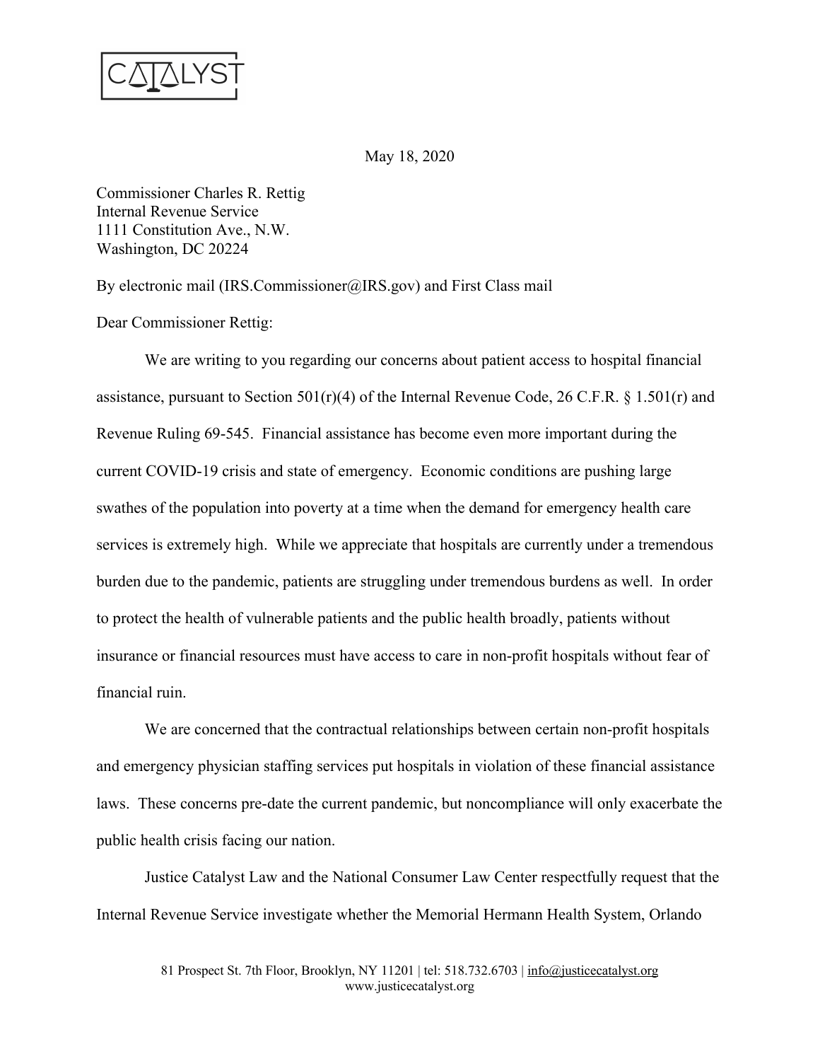CATALYST

May 18, 2020

Commissioner Charles R. Rettig
Internal Revenue Service
1111 Constitution Ave., N.W.
Washington, DC 20224

By electronic mail (IRS.Commissioner@IRS.gov) and First Class mail

Dear Commissioner Rettig:

We are writing to you regarding our concerns about patient access to hospital financial assistance, pursuant to Section 501(r)(4) of the Internal Revenue Code, 26 C.F.R. § 1.501(r) and Revenue Ruling 69-545. Financial assistance has become even more important during the current COVID-19 crisis and state of emergency. Economic conditions are pushing large swathes of the population into poverty at a time when the demand for emergency health care services is extremely high. While we appreciate that hospitals are currently under a tremendous burden due to the pandemic, patients are struggling under tremendous burdens as well. In order to protect the health of vulnerable patients and the public health broadly, patients without insurance or financial resources must have access to care in non-profit hospitals without fear of financial ruin.

We are concerned that the contractual relationships between certain non-profit hospitals and emergency physician staffing services put hospitals in violation of these financial assistance laws. These concerns pre-date the current pandemic, but noncompliance will only exacerbate the public health crisis facing our nation.

Justice Catalyst Law and the National Consumer Law Center respectfully request that the Internal Revenue Service investigate whether the Memorial Hermann Health System, Orlando

81 Prospect St. 7th Floor, Brooklyn, NY 11201 | tel: 518.732.6703 | info@justicecatalyst.org
www.justicecatalyst.org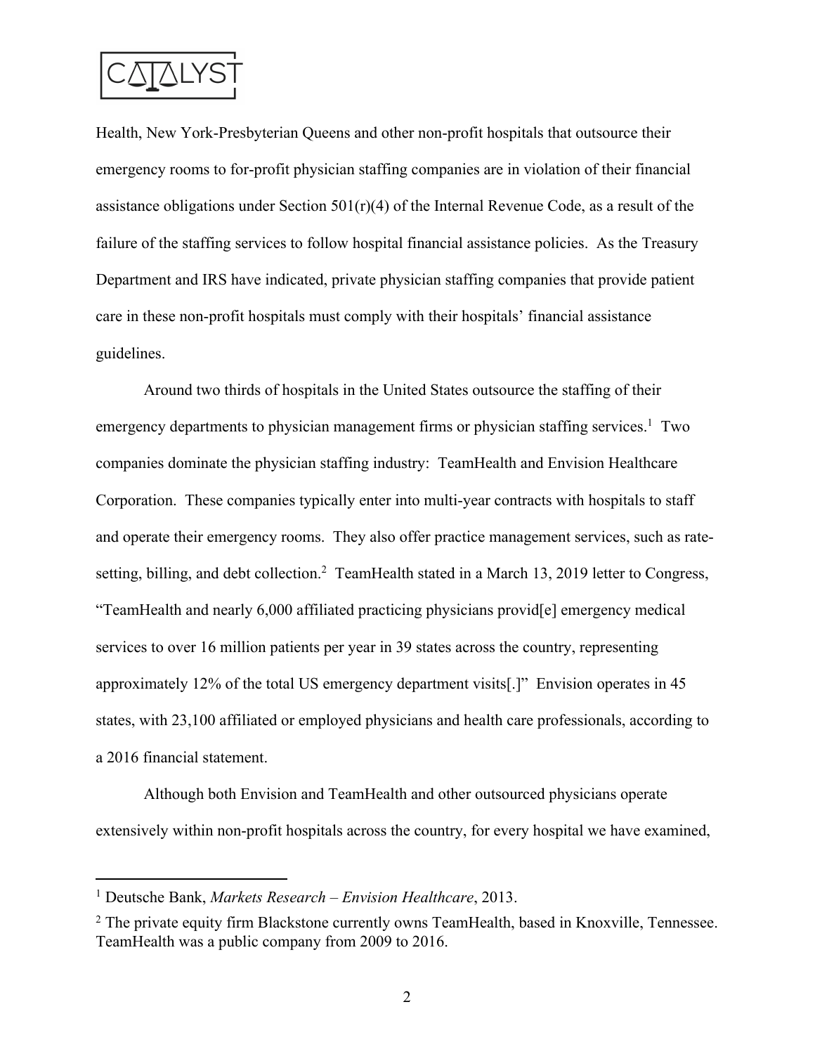Health, New York-Presbyterian Queens and other non-profit hospitals that outsource their emergency rooms to for-profit physician staffing companies are in violation of their financial assistance obligations under Section 501(r)(4) of the Internal Revenue Code, as a result of the failure of the staffing services to follow hospital financial assistance policies. As the Treasury Department and IRS have indicated, private physician staffing companies that provide patient care in these non-profit hospitals must comply with their hospitals' financial assistance guidelines.

Around two thirds of hospitals in the United States outsource the staffing of their emergency departments to physician management firms or physician staffing services.[1] Two companies dominate the physician staffing industry: TeamHealth and Envision Healthcare Corporation. These companies typically enter into multi-year contracts with hospitals to staff and operate their emergency rooms. They also offer practice management services, such as rate-setting, billing, and debt collection.[2] TeamHealth stated in a March 13, 2019 letter to Congress, "TeamHealth and nearly 6,000 affiliated practicing physicians provid[e] emergency medical services to over 16 million patients per year in 39 states across the country, representing approximately 12% of the total US emergency department visits[.]" Envision operates in 45 states, with 23,100 affiliated or employed physicians and health care professionals, according to a 2016 financial statement.

Although both Envision and TeamHealth and other outsourced physicians operate extensively within non-profit hospitals across the country, for every hospital we have examined,

---

[1] Deutsche Bank, *Markets Research – Envision Healthcare*, 2013.

[2] The private equity firm Blackstone currently owns TeamHealth, based in Knoxville, Tennessee. TeamHealth was a public company from 2009 to 2016.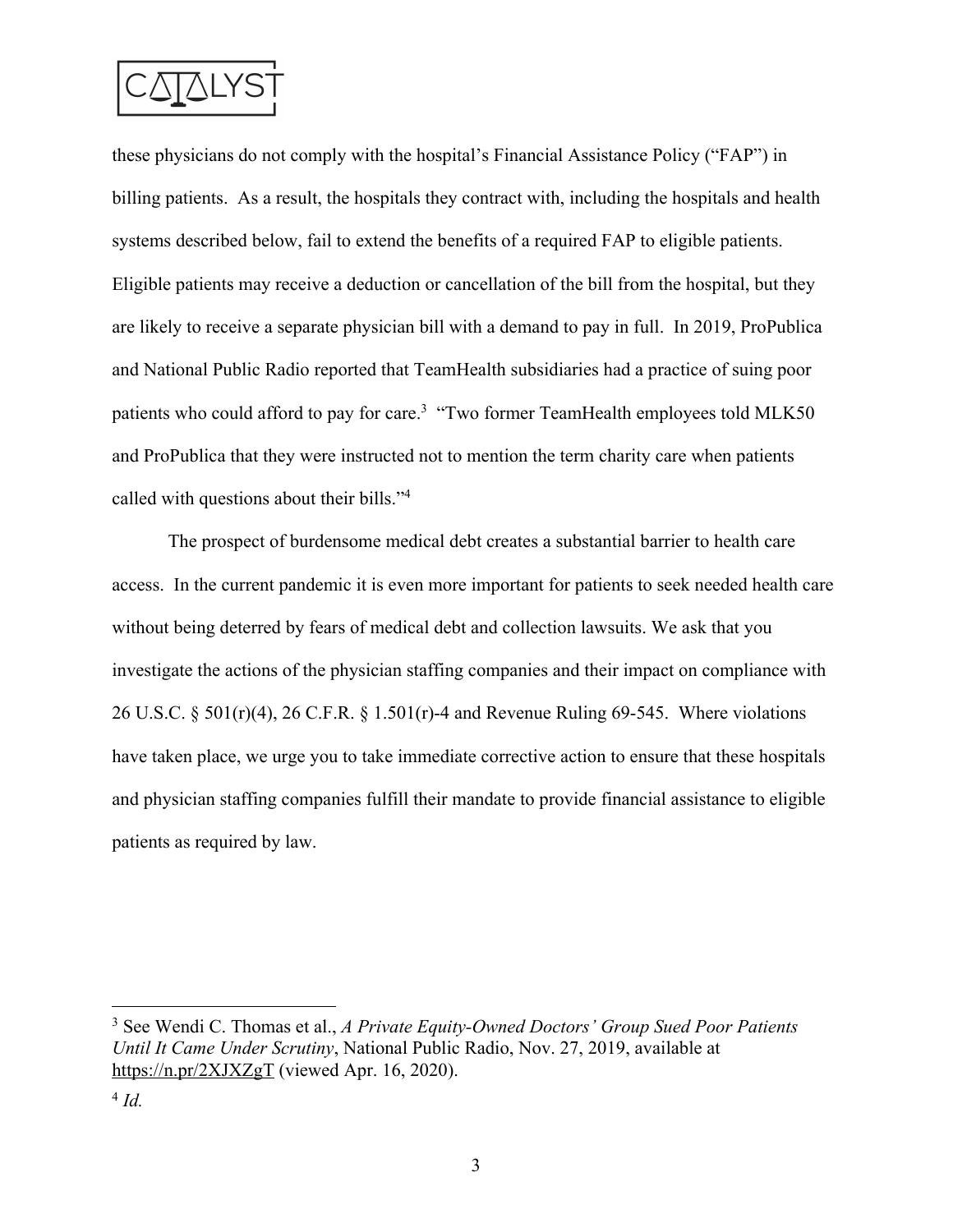these physicians do not comply with the hospital's Financial Assistance Policy ("FAP") in billing patients. As a result, the hospitals they contract with, including the hospitals and health systems described below, fail to extend the benefits of a required FAP to eligible patients. Eligible patients may receive a deduction or cancellation of the bill from the hospital, but they are likely to receive a separate physician bill with a demand to pay in full. In 2019, ProPublica and National Public Radio reported that TeamHealth subsidiaries had a practice of suing poor patients who could afford to pay for care.[3] "Two former TeamHealth employees told MLK50 and ProPublica that they were instructed not to mention the term charity care when patients called with questions about their bills."[4]

The prospect of burdensome medical debt creates a substantial barrier to health care access. In the current pandemic it is even more important for patients to seek needed health care without being deterred by fears of medical debt and collection lawsuits. We ask that you investigate the actions of the physician staffing companies and their impact on compliance with 26 U.S.C. § 501(r)(4), 26 C.F.R. § 1.501(r)-4 and Revenue Ruling 69-545. Where violations have taken place, we urge you to take immediate corrective action to ensure that these hospitals and physician staffing companies fulfill their mandate to provide financial assistance to eligible patients as required by law.

---

[3] See Wendi C. Thomas et al., *A Private Equity-Owned Doctors' Group Sued Poor Patients Until It Came Under Scrutiny*, National Public Radio, Nov. 27, 2019, available at https://n.pr/2XJXZgT (viewed Apr. 16, 2020).

[4] *Id.*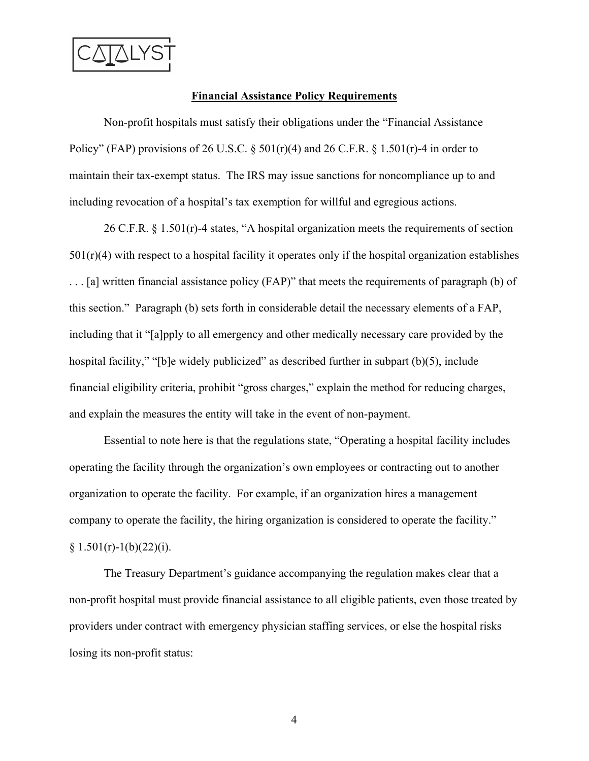**Financial Assistance Policy Requirements**

Non-profit hospitals must satisfy their obligations under the "Financial Assistance Policy" (FAP) provisions of 26 U.S.C. § 501(r)(4) and 26 C.F.R. § 1.501(r)-4 in order to maintain their tax-exempt status. The IRS may issue sanctions for noncompliance up to and including revocation of a hospital's tax exemption for willful and egregious actions.

26 C.F.R. § 1.501(r)-4 states, "A hospital organization meets the requirements of section 501(r)(4) with respect to a hospital facility it operates only if the hospital organization establishes . . . [a] written financial assistance policy (FAP)" that meets the requirements of paragraph (b) of this section." Paragraph (b) sets forth in considerable detail the necessary elements of a FAP, including that it "[a]pply to all emergency and other medically necessary care provided by the hospital facility," "[b]e widely publicized" as described further in subpart (b)(5), include financial eligibility criteria, prohibit "gross charges," explain the method for reducing charges, and explain the measures the entity will take in the event of non-payment.

Essential to note here is that the regulations state, "Operating a hospital facility includes operating the facility through the organization's own employees or contracting out to another organization to operate the facility. For example, if an organization hires a management company to operate the facility, the hiring organization is considered to operate the facility." § 1.501(r)-1(b)(22)(i).

The Treasury Department's guidance accompanying the regulation makes clear that a non-profit hospital must provide financial assistance to all eligible patients, even those treated by providers under contract with emergency physician staffing services, or else the hospital risks losing its non-profit status: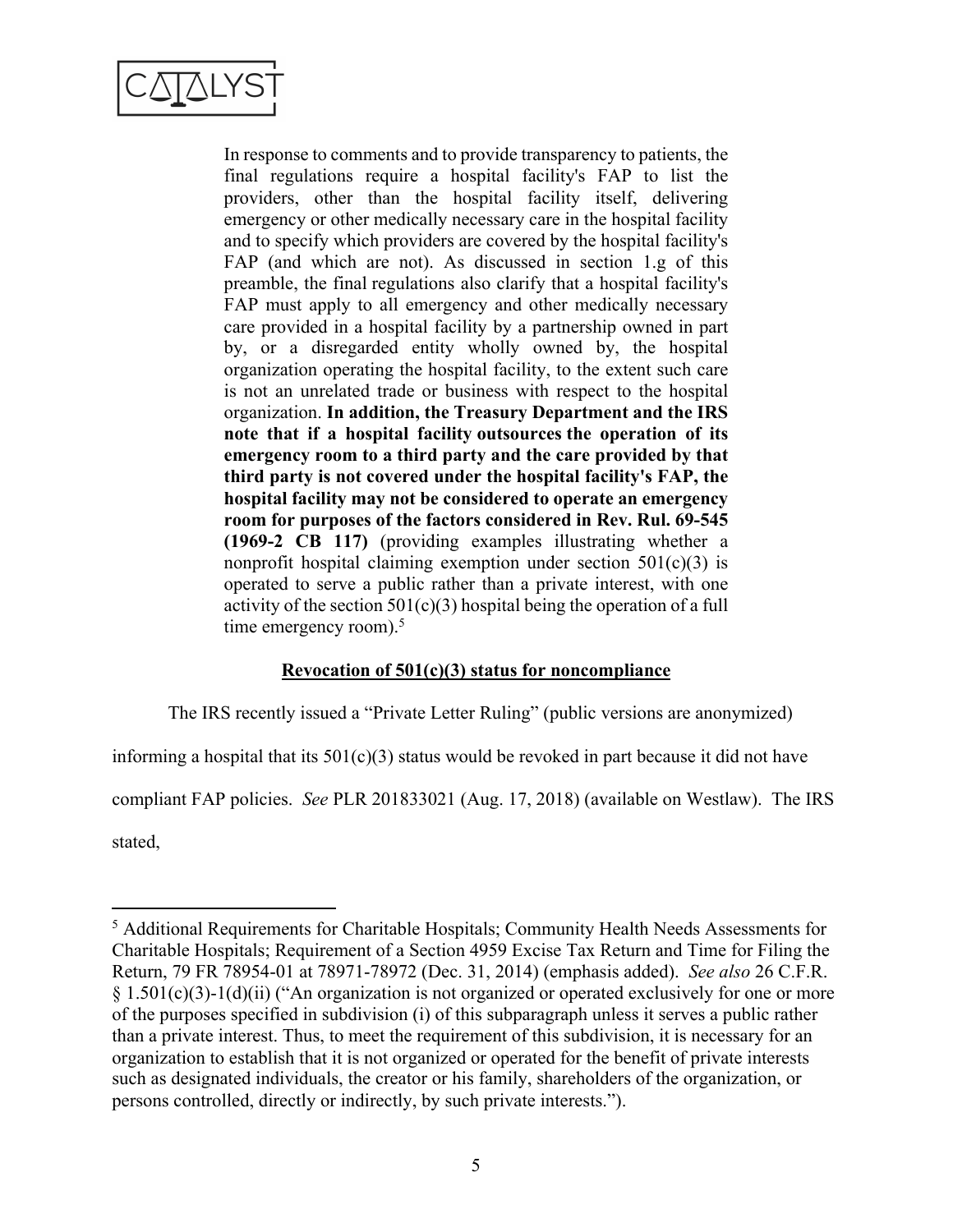> In response to comments and to provide transparency to patients, the final regulations require a hospital facility's FAP to list the providers, other than the hospital facility itself, delivering emergency or other medically necessary care in the hospital facility and to specify which providers are covered by the hospital facility's FAP (and which are not). As discussed in section 1.g of this preamble, the final regulations also clarify that a hospital facility's FAP must apply to all emergency and other medically necessary care provided in a hospital facility by a partnership owned in part by, or a disregarded entity wholly owned by, the hospital organization operating the hospital facility, to the extent such care is not an unrelated trade or business with respect to the hospital organization. **In addition, the Treasury Department and the IRS note that if a hospital facility outsources the operation of its emergency room to a third party and the care provided by that third party is not covered under the hospital facility's FAP, the hospital facility may not be considered to operate an emergency room for purposes of the factors considered in Rev. Rul. 69-545 (1969-2 CB 117)** (providing examples illustrating whether a nonprofit hospital claiming exemption under section 501(c)(3) is operated to serve a public rather than a private interest, with one activity of the section 501(c)(3) hospital being the operation of a full time emergency room).[5]

**<u>Revocation of 501(c)(3) status for noncompliance</u>**

The IRS recently issued a "Private Letter Ruling" (public versions are anonymized) informing a hospital that its 501(c)(3) status would be revoked in part because it did not have compliant FAP policies. *See* PLR 201833021 (Aug. 17, 2018) (available on Westlaw). The IRS stated,

---

[5] Additional Requirements for Charitable Hospitals; Community Health Needs Assessments for Charitable Hospitals; Requirement of a Section 4959 Excise Tax Return and Time for Filing the Return, 79 FR 78954-01 at 78971-78972 (Dec. 31, 2014) (emphasis added). *See also* 26 C.F.R. § 1.501(c)(3)-1(d)(ii) ("An organization is not organized or operated exclusively for one or more of the purposes specified in subdivision (i) of this subparagraph unless it serves a public rather than a private interest. Thus, to meet the requirement of this subdivision, it is necessary for an organization to establish that it is not organized or operated for the benefit of private interests such as designated individuals, the creator or his family, shareholders of the organization, or persons controlled, directly or indirectly, by such private interests.").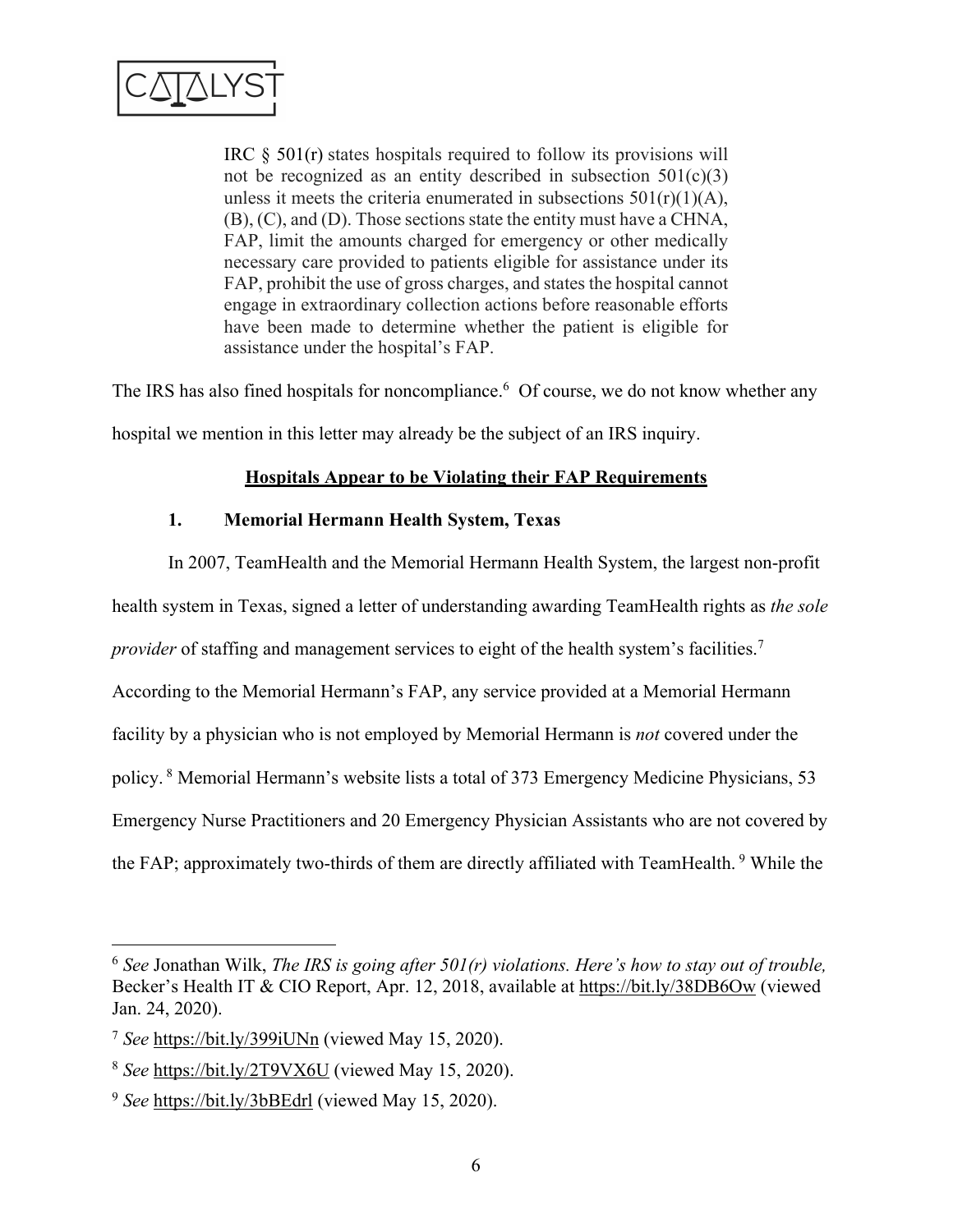> IRC § 501(r) states hospitals required to follow its provisions will not be recognized as an entity described in subsection 501(c)(3) unless it meets the criteria enumerated in subsections 501(r)(1)(A), (B), (C), and (D). Those sections state the entity must have a CHNA, FAP, limit the amounts charged for emergency or other medically necessary care provided to patients eligible for assistance under its FAP, prohibit the use of gross charges, and states the hospital cannot engage in extraordinary collection actions before reasonable efforts have been made to determine whether the patient is eligible for assistance under the hospital's FAP.

The IRS has also fined hospitals for noncompliance.[6] Of course, we do not know whether any hospital we mention in this letter may already be the subject of an IRS inquiry.

**Hospitals Appear to be Violating their FAP Requirements**

**1. Memorial Hermann Health System, Texas**

In 2007, TeamHealth and the Memorial Hermann Health System, the largest non-profit health system in Texas, signed a letter of understanding awarding TeamHealth rights as *the sole provider* of staffing and management services to eight of the health system's facilities.[7] According to the Memorial Hermann's FAP, any service provided at a Memorial Hermann facility by a physician who is not employed by Memorial Hermann is *not* covered under the policy.[8] Memorial Hermann's website lists a total of 373 Emergency Medicine Physicians, 53 Emergency Nurse Practitioners and 20 Emergency Physician Assistants who are not covered by the FAP; approximately two-thirds of them are directly affiliated with TeamHealth.[9] While the

---

[6] *See* Jonathan Wilk, *The IRS is going after 501(r) violations. Here's how to stay out of trouble,* Becker's Health IT & CIO Report, Apr. 12, 2018, available at https://bit.ly/38DB6Ow (viewed Jan. 24, 2020).

[7] *See* https://bit.ly/399iUNn (viewed May 15, 2020).

[8] *See* https://bit.ly/2T9VX6U (viewed May 15, 2020).

[9] *See* https://bit.ly/3bBEdrl (viewed May 15, 2020).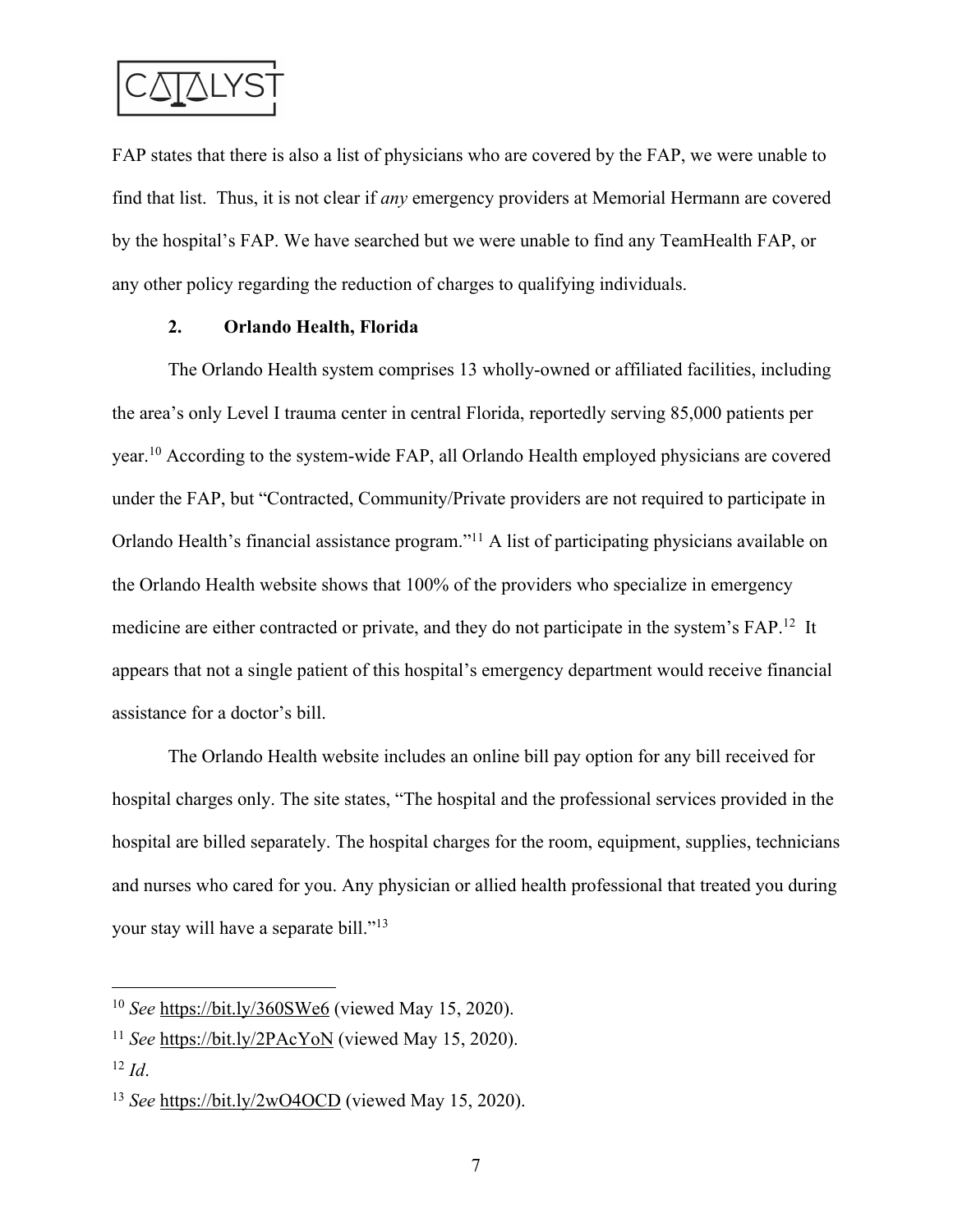FAP states that there is also a list of physicians who are covered by the FAP, we were unable to find that list. Thus, it is not clear if *any* emergency providers at Memorial Hermann are covered by the hospital's FAP. We have searched but we were unable to find any TeamHealth FAP, or any other policy regarding the reduction of charges to qualifying individuals.

### 2. Orlando Health, Florida

The Orlando Health system comprises 13 wholly-owned or affiliated facilities, including the area's only Level I trauma center in central Florida, reportedly serving 85,000 patients per year.[10] According to the system-wide FAP, all Orlando Health employed physicians are covered under the FAP, but "Contracted, Community/Private providers are not required to participate in Orlando Health's financial assistance program."[11] A list of participating physicians available on the Orlando Health website shows that 100% of the providers who specialize in emergency medicine are either contracted or private, and they do not participate in the system's FAP.[12] It appears that not a single patient of this hospital's emergency department would receive financial assistance for a doctor's bill.

The Orlando Health website includes an online bill pay option for any bill received for hospital charges only. The site states, "The hospital and the professional services provided in the hospital are billed separately. The hospital charges for the room, equipment, supplies, technicians and nurses who cared for you. Any physician or allied health professional that treated you during your stay will have a separate bill."[13]

---

[10] *See* https://bit.ly/360SWe6 (viewed May 15, 2020).

[11] *See* https://bit.ly/2PAcYoN (viewed May 15, 2020).

[12] *Id*.

[13] *See* https://bit.ly/2wO4OCD (viewed May 15, 2020).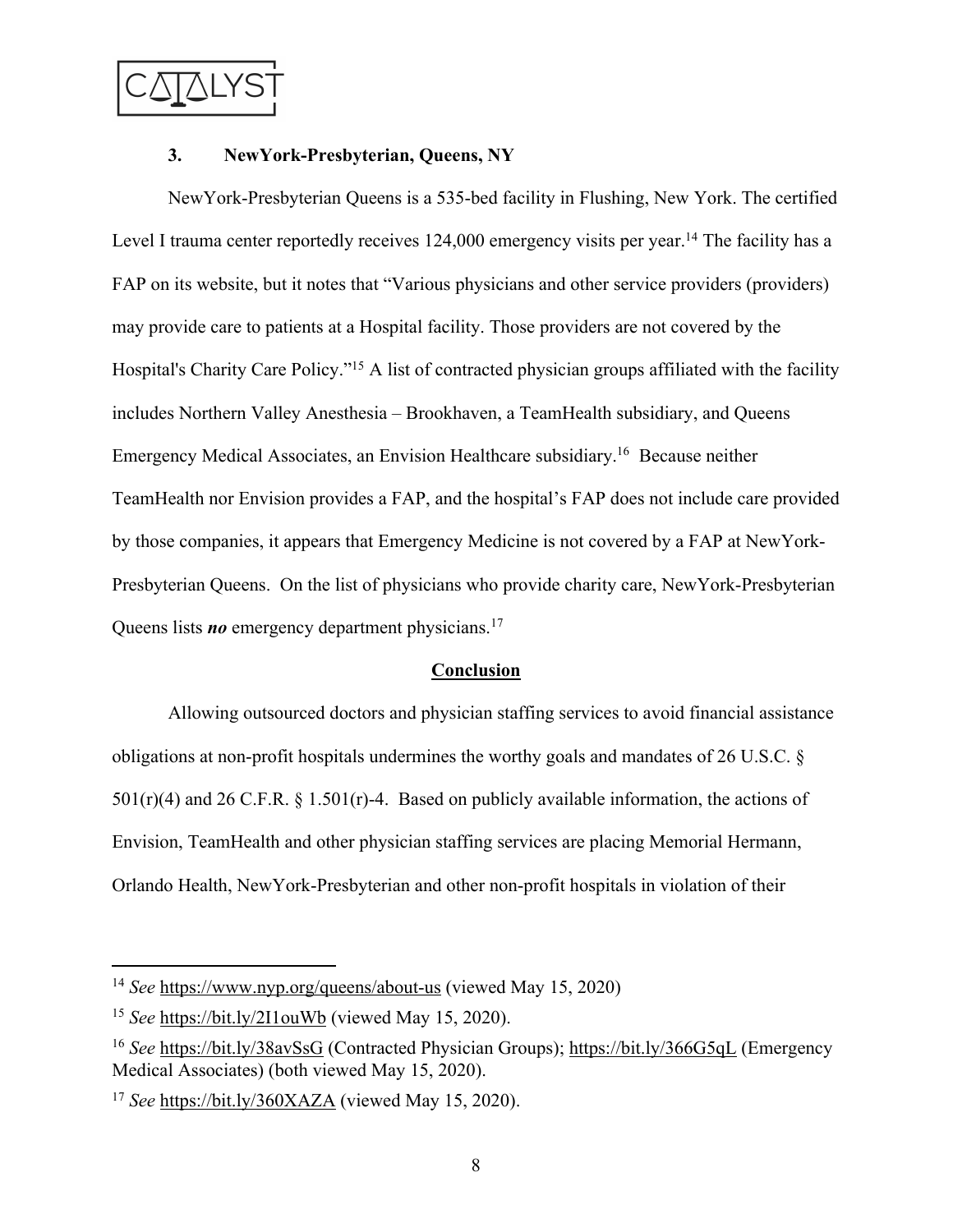### 3. NewYork-Presbyterian, Queens, NY

NewYork-Presbyterian Queens is a 535-bed facility in Flushing, New York. The certified Level I trauma center reportedly receives 124,000 emergency visits per year.[14] The facility has a FAP on its website, but it notes that "Various physicians and other service providers (providers) may provide care to patients at a Hospital facility. Those providers are not covered by the Hospital's Charity Care Policy."[15] A list of contracted physician groups affiliated with the facility includes Northern Valley Anesthesia – Brookhaven, a TeamHealth subsidiary, and Queens Emergency Medical Associates, an Envision Healthcare subsidiary.[16] Because neither TeamHealth nor Envision provides a FAP, and the hospital's FAP does not include care provided by those companies, it appears that Emergency Medicine is not covered by a FAP at NewYork-Presbyterian Queens. On the list of physicians who provide charity care, NewYork-Presbyterian Queens lists ***no*** emergency department physicians.[17]

## Conclusion

Allowing outsourced doctors and physician staffing services to avoid financial assistance obligations at non-profit hospitals undermines the worthy goals and mandates of 26 U.S.C. § 501(r)(4) and 26 C.F.R. § 1.501(r)-4. Based on publicly available information, the actions of Envision, TeamHealth and other physician staffing services are placing Memorial Hermann, Orlando Health, NewYork-Presbyterian and other non-profit hospitals in violation of their

---

[14] *See* https://www.nyp.org/queens/about-us (viewed May 15, 2020)

[15] *See* https://bit.ly/2I1ouWb (viewed May 15, 2020).

[16] *See* https://bit.ly/38avSsG (Contracted Physician Groups); https://bit.ly/366G5qL (Emergency Medical Associates) (both viewed May 15, 2020).

[17] *See* https://bit.ly/360XAZA (viewed May 15, 2020).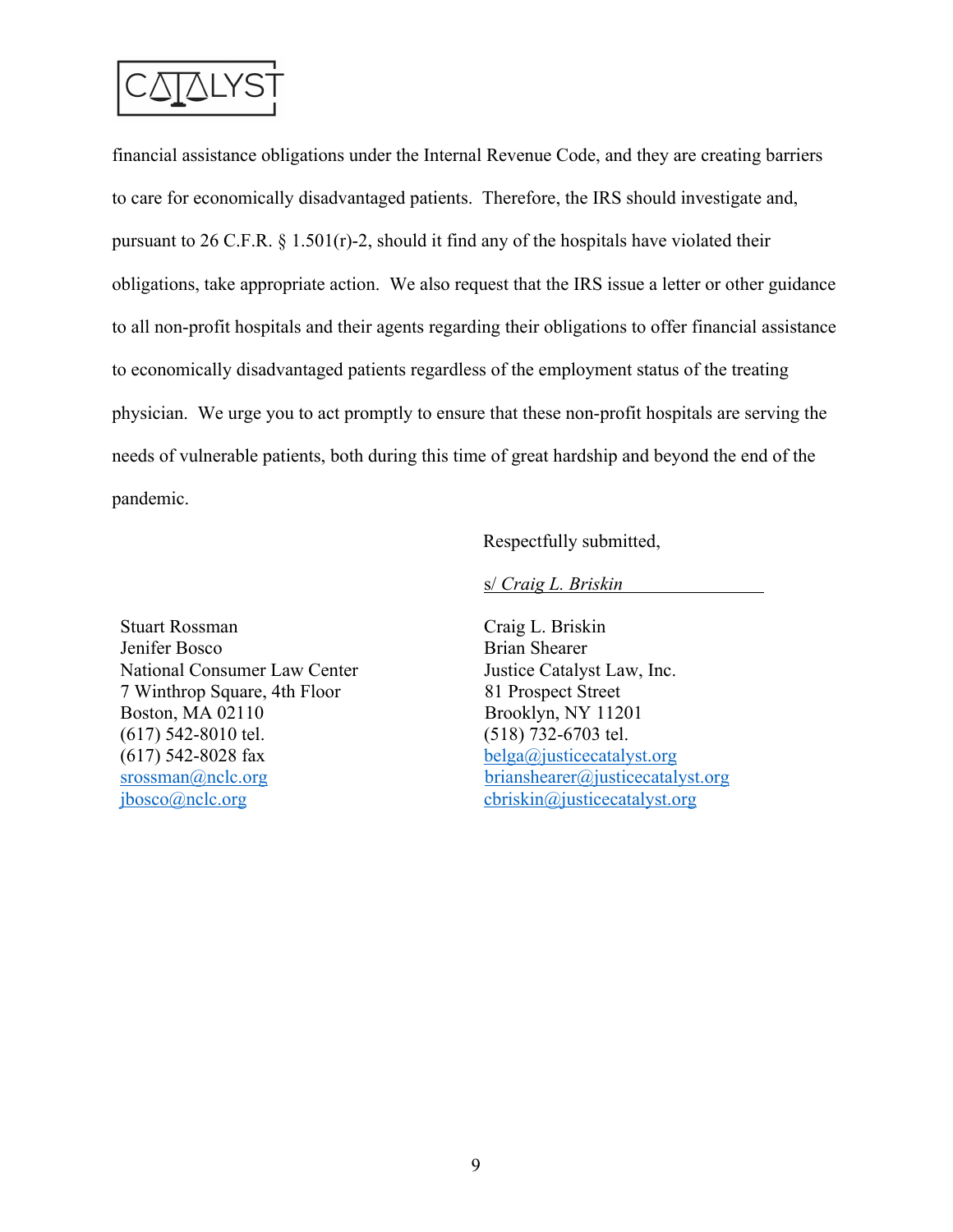financial assistance obligations under the Internal Revenue Code, and they are creating barriers to care for economically disadvantaged patients. Therefore, the IRS should investigate and, pursuant to 26 C.F.R. § 1.501(r)-2, should it find any of the hospitals have violated their obligations, take appropriate action. We also request that the IRS issue a letter or other guidance to all non-profit hospitals and their agents regarding their obligations to offer financial assistance to economically disadvantaged patients regardless of the employment status of the treating physician. We urge you to act promptly to ensure that these non-profit hospitals are serving the needs of vulnerable patients, both during this time of great hardship and beyond the end of the pandemic.

Respectfully submitted,

s/ *Craig L. Briskin*

Stuart Rossman
Jenifer Bosco
National Consumer Law Center
7 Winthrop Square, 4th Floor
Boston, MA 02110
(617) 542-8010 tel.
(617) 542-8028 fax
srossman@nclc.org
jbosco@nclc.org

Craig L. Briskin
Brian Shearer
Justice Catalyst Law, Inc.
81 Prospect Street
Brooklyn, NY 11201
(518) 732-6703 tel.
belga@justicecatalyst.org
brianshearer@justicecatalyst.org
cbriskin@justicecatalyst.org